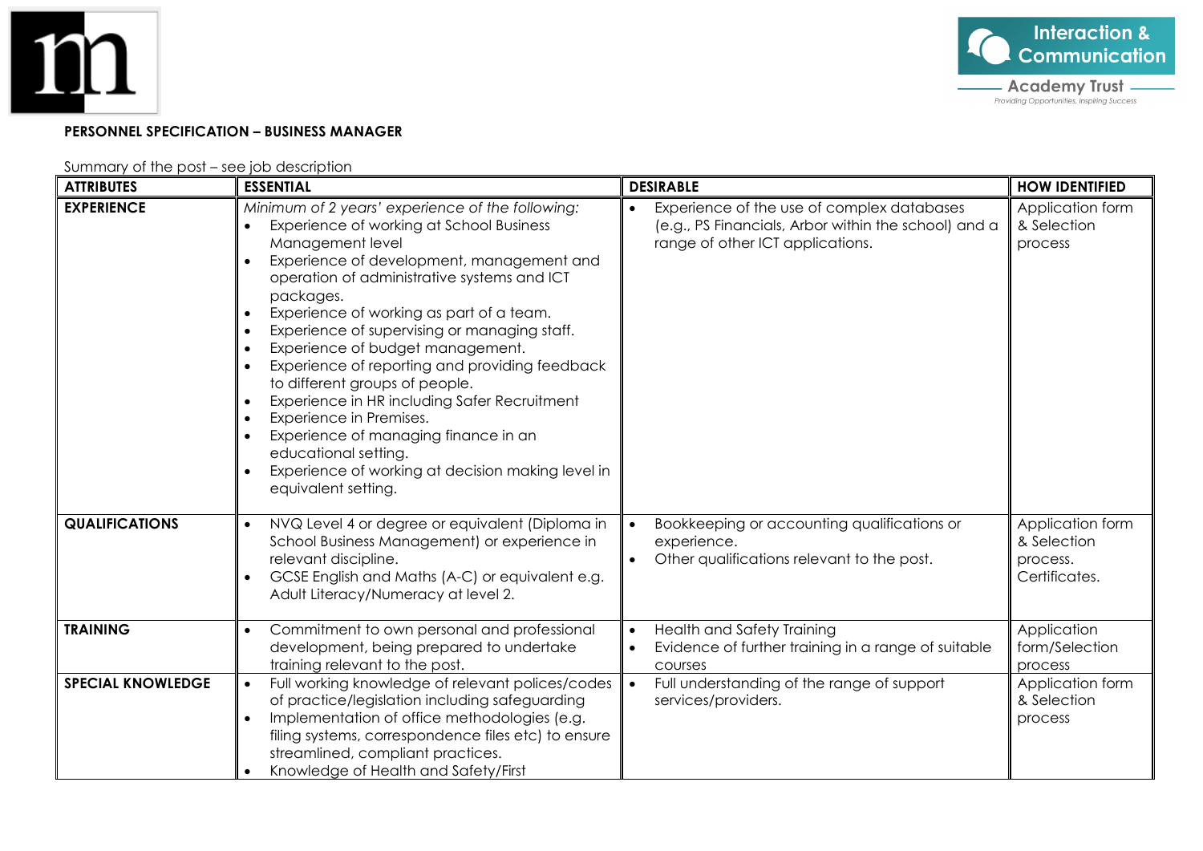**PERSONNEL SPECIFICATION – BUSINESS MANAGER**

Summary of the post – see job description

| ATTRIBUTES | ESSENTIAL | DESIRABLE | HOW IDENTIFIED |
|---|---|---|---|
| **EXPERIENCE** | *Minimum of 2 years' experience of the following:*<br>• Experience of working at School Business Management level<br>• Experience of development, management and operation of administrative systems and ICT packages.<br>• Experience of working as part of a team.<br>• Experience of supervising or managing staff.<br>• Experience of budget management.<br>• Experience of reporting and providing feedback to different groups of people.<br>• Experience in HR including Safer Recruitment<br>• Experience in Premises.<br>• Experience of managing finance in an educational setting.<br>• Experience of working at decision making level in equivalent setting. | • Experience of the use of complex databases (e.g., PS Financials, Arbor within the school) and a range of other ICT applications. | Application form & Selection process |
| **QUALIFICATIONS** | • NVQ Level 4 or degree or equivalent (Diploma in School Business Management) or experience in relevant discipline.<br>• GCSE English and Maths (A-C) or equivalent e.g. Adult Literacy/Numeracy at level 2. | • Bookkeeping or accounting qualifications or experience.<br>• Other qualifications relevant to the post. | Application form & Selection process. Certificates. |
| **TRAINING** | • Commitment to own personal and professional development, being prepared to undertake training relevant to the post. | • Health and Safety Training<br>• Evidence of further training in a range of suitable courses | Application form/Selection process |
| **SPECIAL KNOWLEDGE** | • Full working knowledge of relevant polices/codes of practice/legislation including safeguarding<br>• Implementation of office methodologies (e.g. filing systems, correspondence files etc) to ensure streamlined, compliant practices.<br>• Knowledge of Health and Safety/First | • Full understanding of the range of support services/providers. | Application form & Selection process |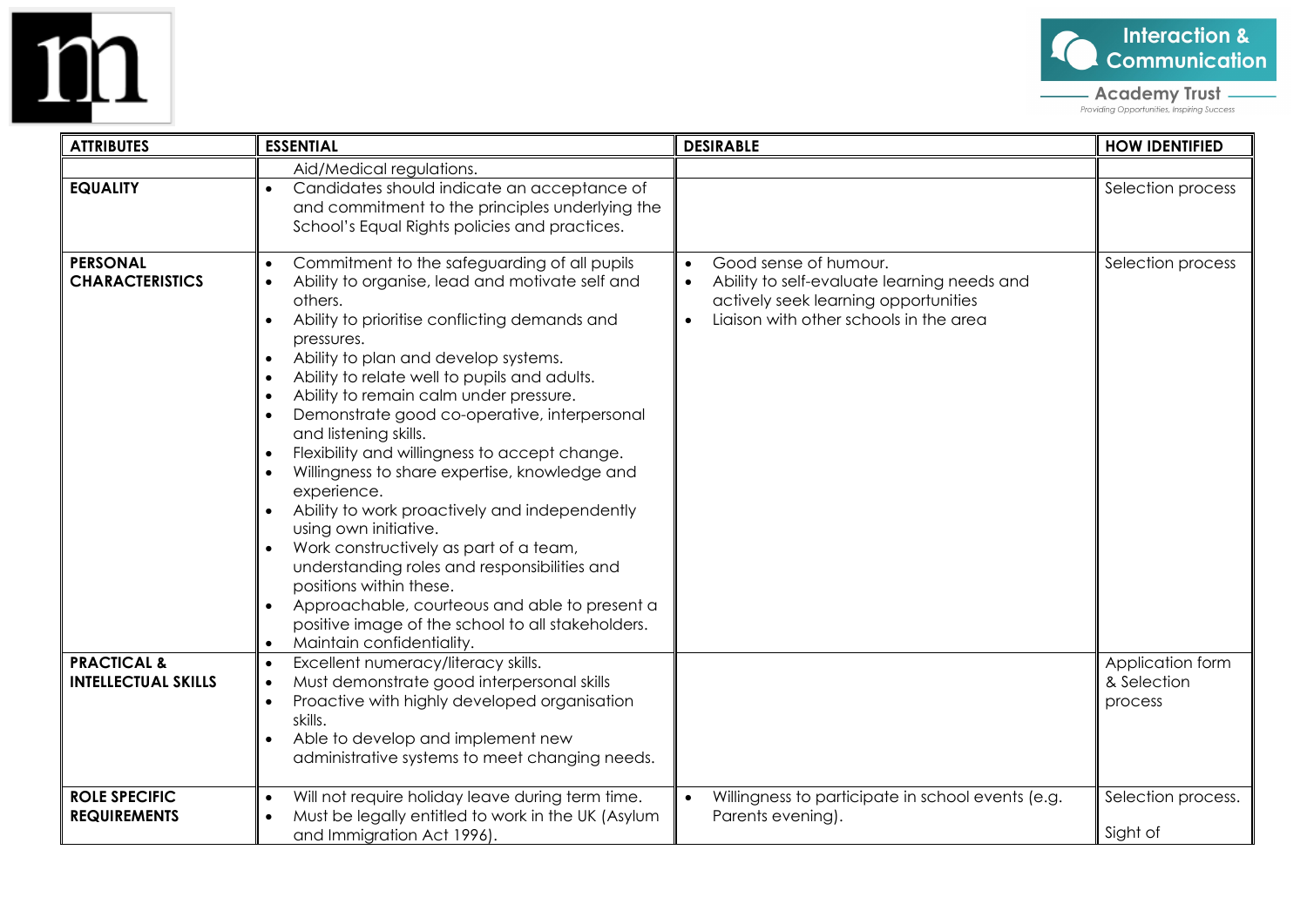| ATTRIBUTES | ESSENTIAL | DESIRABLE | HOW IDENTIFIED |
| --- | --- | --- | --- |
| | Aid/Medical regulations. | | |
| **EQUALITY** | • Candidates should indicate an acceptance of and commitment to the principles underlying the School's Equal Rights policies and practices. | | Selection process |
| **PERSONAL CHARACTERISTICS** | • Commitment to the safeguarding of all pupils<br>• Ability to organise, lead and motivate self and others.<br>• Ability to prioritise conflicting demands and pressures.<br>• Ability to plan and develop systems.<br>• Ability to relate well to pupils and adults.<br>• Ability to remain calm under pressure.<br>• Demonstrate good co-operative, interpersonal and listening skills.<br>• Flexibility and willingness to accept change.<br>• Willingness to share expertise, knowledge and experience.<br>• Ability to work proactively and independently using own initiative.<br>• Work constructively as part of a team, understanding roles and responsibilities and positions within these.<br>• Approachable, courteous and able to present a positive image of the school to all stakeholders.<br>• Maintain confidentiality. | • Good sense of humour.<br>• Ability to self-evaluate learning needs and actively seek learning opportunities<br>• Liaison with other schools in the area | Selection process |
| **PRACTICAL & INTELLECTUAL SKILLS** | • Excellent numeracy/literacy skills.<br>• Must demonstrate good interpersonal skills<br>• Proactive with highly developed organisation skills.<br>• Able to develop and implement new administrative systems to meet changing needs. | | Application form & Selection process |
| **ROLE SPECIFIC REQUIREMENTS** | • Will not require holiday leave during term time.<br>• Must be legally entitled to work in the UK (Asylum and Immigration Act 1996). | • Willingness to participate in school events (e.g. Parents evening). | Selection process.<br><br>Sight of |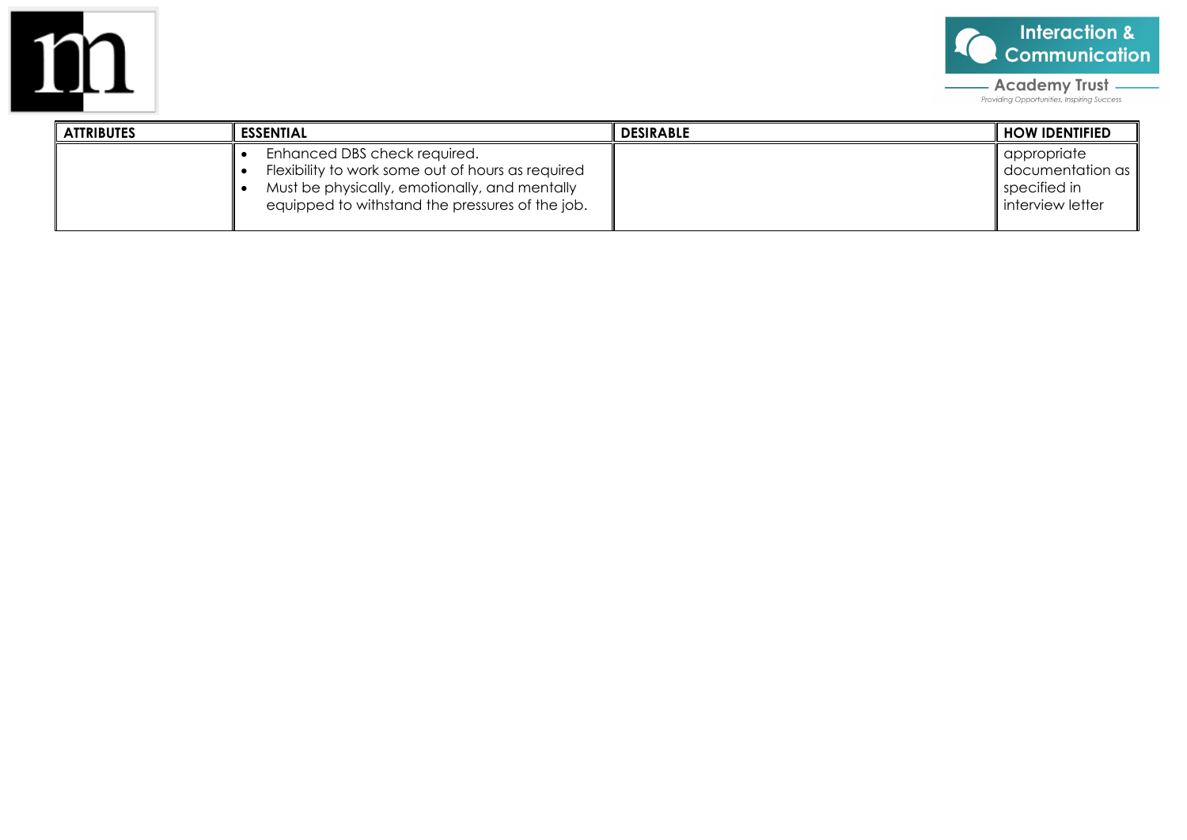| ATTRIBUTES | ESSENTIAL | DESIRABLE | HOW IDENTIFIED |
|---|---|---|---|
| | • Enhanced DBS check required.<br>• Flexibility to work some out of hours as required<br>• Must be physically, emotionally, and mentally equipped to withstand the pressures of the job. | | appropriate documentation as specified in interview letter |